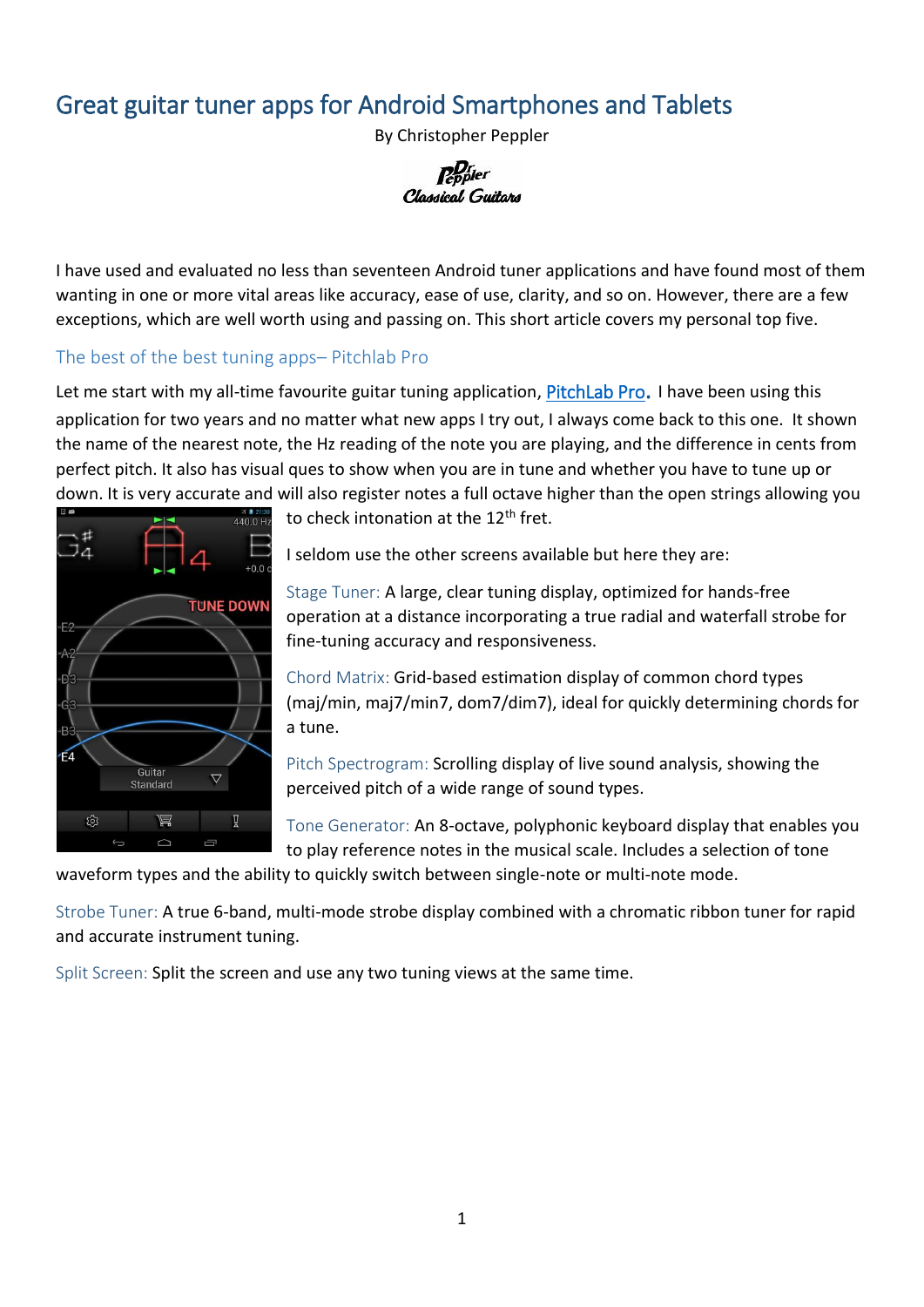# Great guitar tuner apps for Android Smartphones and Tablets

By Christopher Peppler

Dr. Peppler Classical Guitars

I have used and evaluated no less than seventeen Android tuner applications and have found most of them wanting in one or more vital areas like accuracy, ease of use, clarity, and so on. However, there are a few exceptions, which are well worth using and passing on. This short article covers my personal top five.

## The best of the best tuning apps– Pitchlab Pro

Let me start with my all-time favourite guitar tuning application, PitchLab Pro. I have been using this application for two years and no matter what new apps I try out, I always come back to this one. It shown the name of the nearest note, the Hz reading of the note you are playing, and the difference in cents from perfect pitch. It also has visual ques to show when you are in tune and whether you have to tune up or down. It is very accurate and will also register notes a full octave higher than the open strings allowing you to check intonation at the 12th fret.

I seldom use the other screens available but here they are:

Stage Tuner: A large, clear tuning display, optimized for hands-free operation at a distance incorporating a true radial and waterfall strobe for fine-tuning accuracy and responsiveness.

Chord Matrix: Grid-based estimation display of common chord types (maj/min, maj7/min7, dom7/dim7), ideal for quickly determining chords for a tune.

Pitch Spectrogram: Scrolling display of live sound analysis, showing the perceived pitch of a wide range of sound types.

Tone Generator: An 8-octave, polyphonic keyboard display that enables you to play reference notes in the musical scale. Includes a selection of tone waveform types and the ability to quickly switch between single-note or multi-note mode.

Strobe Tuner: A true 6-band, multi-mode strobe display combined with a chromatic ribbon tuner for rapid and accurate instrument tuning.

Split Screen: Split the screen and use any two tuning views at the same time.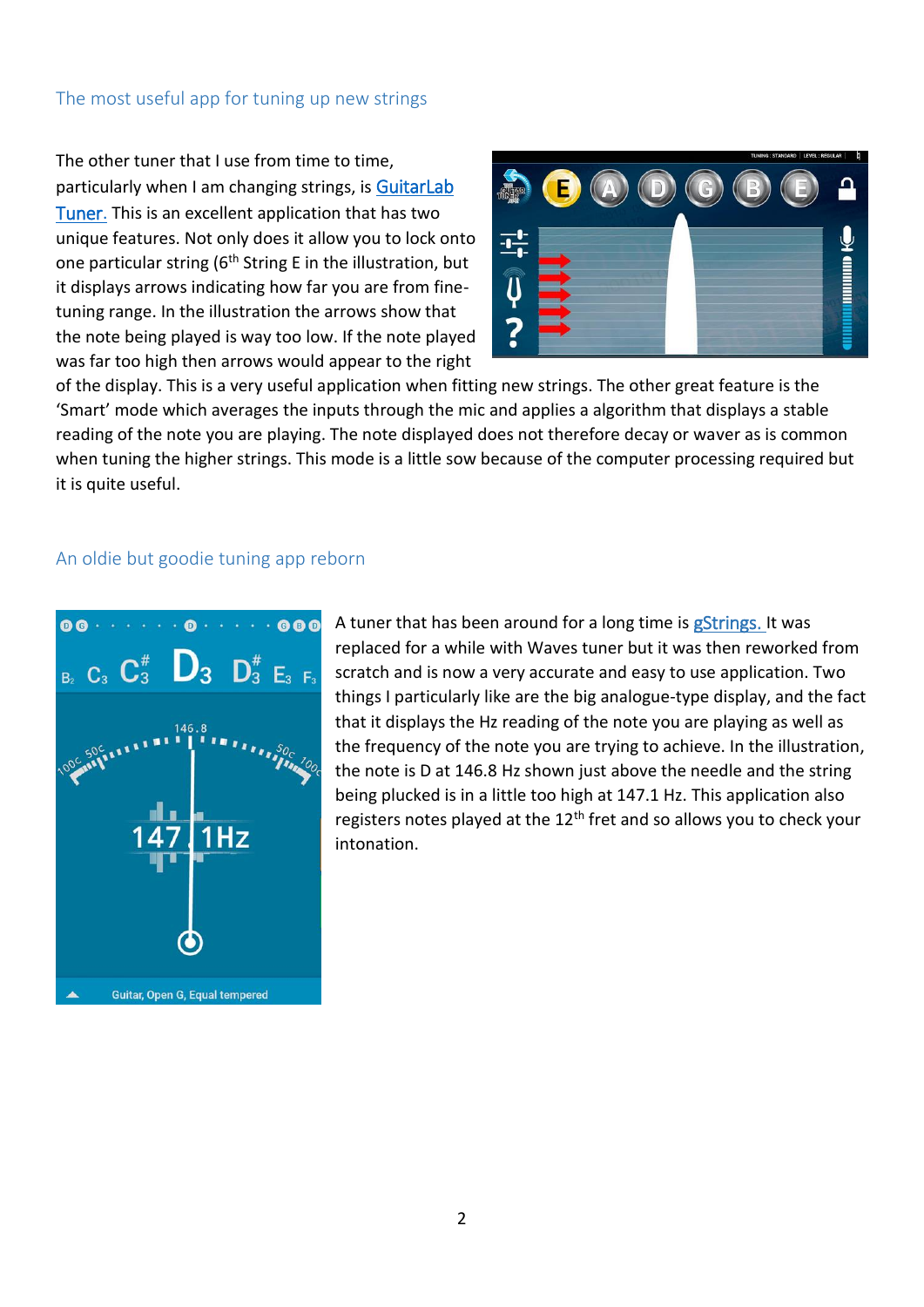## The most useful app for tuning up new strings

The other tuner that I use from time to time, particularly when I am changing strings, is GuitarLab Tuner. This is an excellent application that has two unique features. Not only does it allow you to lock onto one particular string (6th String E in the illustration, but it displays arrows indicating how far you are from fine-tuning range. In the illustration the arrows show that the note being played is way too low. If the note played was far too high then arrows would appear to the right of the display. This is a very useful application when fitting new strings. The other great feature is the 'Smart' mode which averages the inputs through the mic and applies a algorithm that displays a stable reading of the note you are playing. The note displayed does not therefore decay or waver as is common when tuning the higher strings. This mode is a little sow because of the computer processing required but it is quite useful.

## An oldie but goodie tuning app reborn

A tuner that has been around for a long time is gStrings. It was replaced for a while with Waves tuner but it was then reworked from scratch and is now a very accurate and easy to use application. Two things I particularly like are the big analogue-type display, and the fact that it displays the Hz reading of the note you are playing as well as the frequency of the note you are trying to achieve. In the illustration, the note is D at 146.8 Hz shown just above the needle and the string being plucked is in a little too high at 147.1 Hz. This application also registers notes played at the 12th fret and so allows you to check your intonation.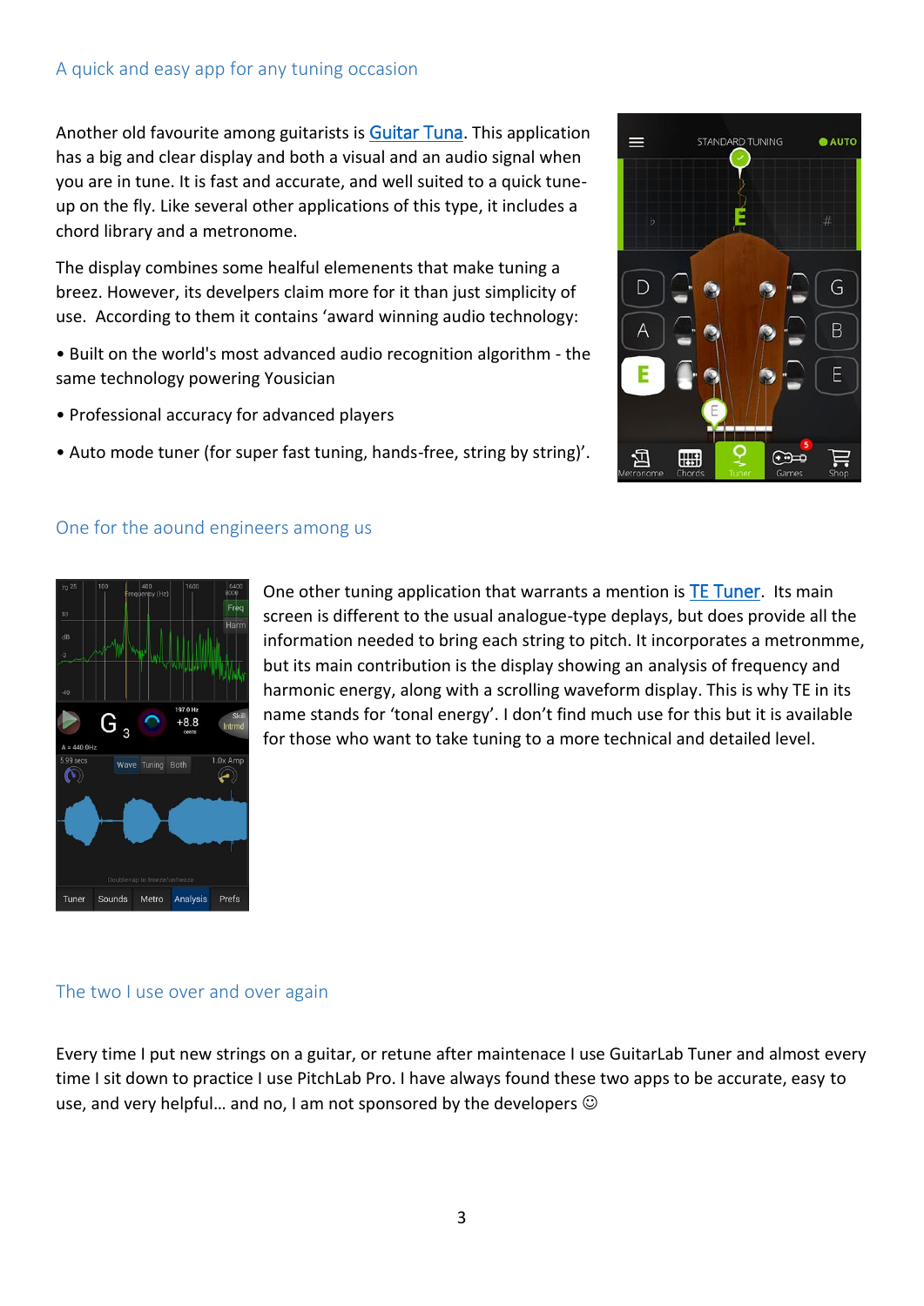## A quick and easy app for any tuning occasion

Another old favourite among guitarists is [Guitar Tuna](). This application has a big and clear display and both a visual and an audio signal when you are in tune. It is fast and accurate, and well suited to a quick tune-up on the fly. Like several other applications of this type, it includes a chord library and a metronome.

The display combines some healful elemenents that make tuning a breez. However, its develpers claim more for it than just simplicity of use. According to them it contains 'award winning audio technology:

• Built on the world's most advanced audio recognition algorithm - the same technology powering Yousician

• Professional accuracy for advanced players

• Auto mode tuner (for super fast tuning, hands-free, string by string)'.

## One for the aound engineers among us

One other tuning application that warrants a mention is [TE Tuner](). Its main screen is different to the usual analogue-type deplays, but does provide all the information needed to bring each string to pitch. It incorporates a metronmme, but its main contribution is the display showing an analysis of frequency and harmonic energy, along with a scrolling waveform display. This is why TE in its name stands for 'tonal energy'. I don't find much use for this but it is available for those who want to take tuning to a more technical and detailed level.

## The two I use over and over again

Every time I put new strings on a guitar, or retune after maintenace I use GuitarLab Tuner and almost every time I sit down to practice I use PitchLab Pro. I have always found these two apps to be accurate, easy to use, and very helpful… and no, I am not sponsored by the developers ☺